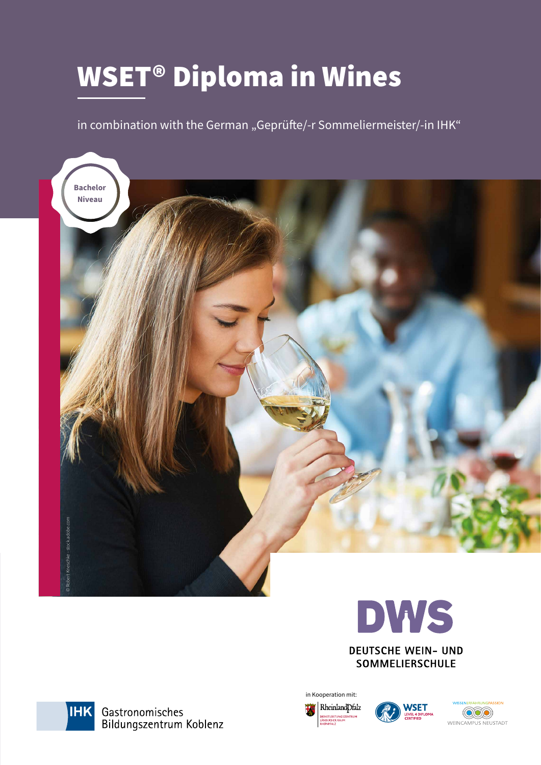# WSET® Diploma in Wines

in combination with the German „Geprüfte/-r Sommeliermeister/-in IHK“

Bachelor Niveau

© Robert Kneschke - stock.adobe.com

DWS

DEUTSCHE WEIN- UND SOMMELIERSCHULE

IHK Gastronomisches Bildungszentrum Koblenz

in Kooperation mit:

RheinlandPfalz – Dienstleistungszentrum Ländlicher Raum Rheinpfalz

WSET Level 4 Diploma Certified

WissenErfahrungPassion – Weincampus Neustadt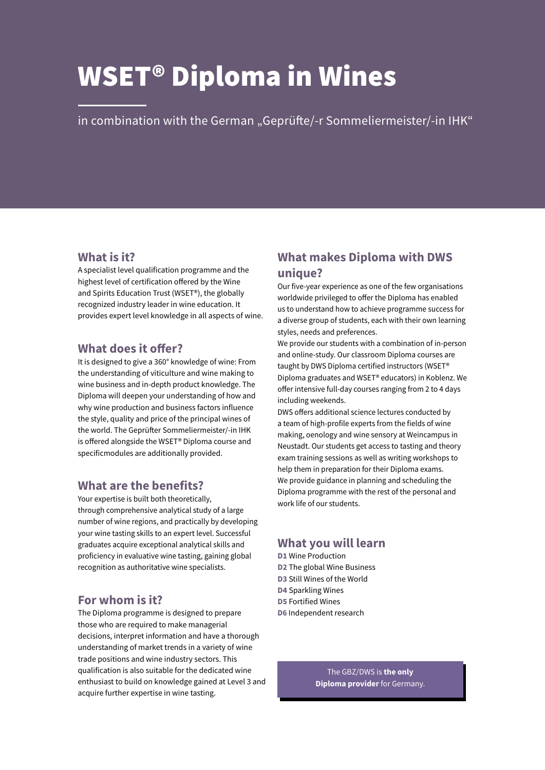# WSET® Diploma in Wines

in combination with the German „Geprüfte/-r Sommeliermeister/-in IHK“

## What is it?

A specialist level qualification programme and the highest level of certification offered by the Wine and Spirits Education Trust (WSET®), the globally recognized industry leader in wine education. It provides expert level knowledge in all aspects of wine.

## What does it offer?

It is designed to give a 360° knowledge of wine: From the understanding of viticulture and wine making to wine business and in-depth product knowledge. The Diploma will deepen your understanding of how and why wine production and business factors influence the style, quality and price of the principal wines of the world. The Geprüfter Sommeliermeister/-in IHK is offered alongside the WSET® Diploma course and specificmodules are additionally provided.

## What are the benefits?

Your expertise is built both theoretically, through comprehensive analytical study of a large number of wine regions, and practically by developing your wine tasting skills to an expert level. Successful graduates acquire exceptional analytical skills and proficiency in evaluative wine tasting, gaining global recognition as authoritative wine specialists.

## For whom is it?

The Diploma programme is designed to prepare those who are required to make managerial decisions, interpret information and have a thorough understanding of market trends in a variety of wine trade positions and wine industry sectors. This qualification is also suitable for the dedicated wine enthusiast to build on knowledge gained at Level 3 and acquire further expertise in wine tasting.

## What makes Diploma with DWS unique?

Our five-year experience as one of the few organisations worldwide privileged to offer the Diploma has enabled us to understand how to achieve programme success for a diverse group of students, each with their own learning styles, needs and preferences.

We provide our students with a combination of in-person and online-study. Our classroom Diploma courses are taught by DWS Diploma certified instructors (WSET® Diploma graduates and WSET® educators) in Koblenz. We offer intensive full-day courses ranging from 2 to 4 days including weekends.

DWS offers additional science lectures conducted by a team of high-profile experts from the fields of wine making, oenology and wine sensory at Weincampus in Neustadt. Our students get access to tasting and theory exam training sessions as well as writing workshops to help them in preparation for their Diploma exams.

We provide guidance in planning and scheduling the Diploma programme with the rest of the personal and work life of our students.

## What you will learn

**D1** Wine Production
**D2** The global Wine Business
**D3** Still Wines of the World
**D4** Sparkling Wines
**D5** Fortified Wines
**D6** Independent research

The GBZ/DWS is **the only Diploma provider** for Germany.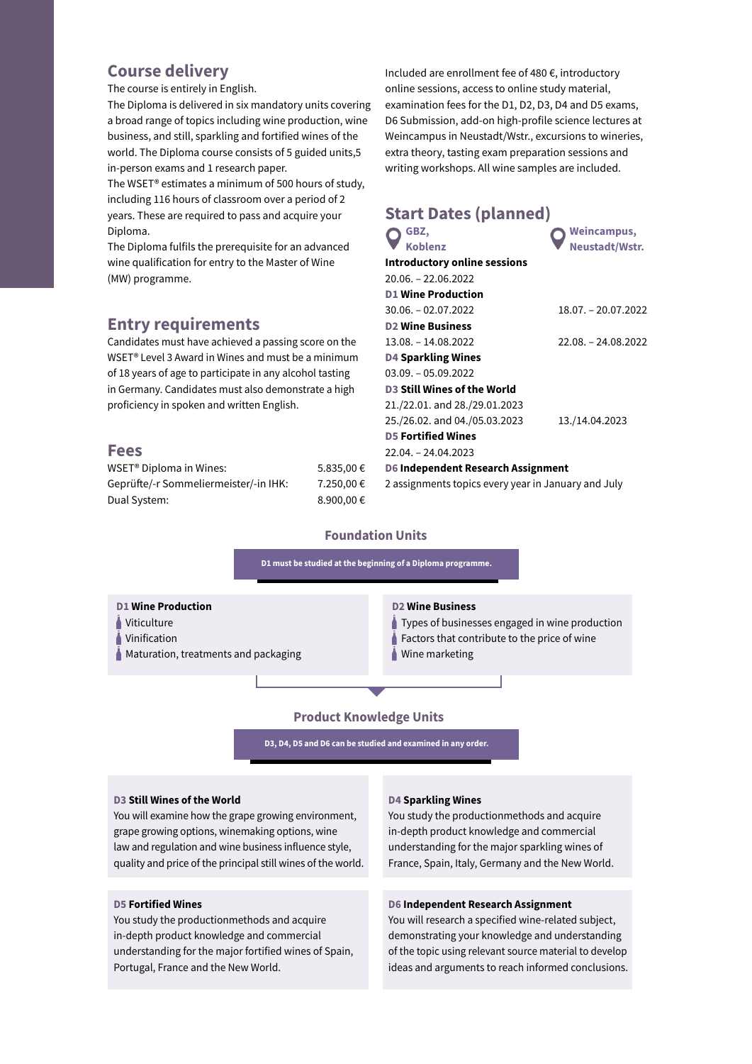## Course delivery

The course is entirely in English.

The Diploma is delivered in six mandatory units covering a broad range of topics including wine production, wine business, and still, sparkling and fortified wines of the world. The Diploma course consists of 5 guided units,5 in-person exams and 1 research paper.

The WSET® estimates a minimum of 500 hours of study, including 116 hours of classroom over a period of 2 years. These are required to pass and acquire your Diploma.

The Diploma fulfils the prerequisite for an advanced wine qualification for entry to the Master of Wine (MW) programme.

## Entry requirements

Candidates must have achieved a passing score on the WSET® Level 3 Award in Wines and must be a minimum of 18 years of age to participate in any alcohol tasting in Germany. Candidates must also demonstrate a high proficiency in spoken and written English.

## Fees

| | |
|---|---|
| WSET® Diploma in Wines: | 5.835,00 € |
| Geprüfte/-r Sommeliermeister/-in IHK: | 7.250,00 € |
| Dual System: | 8.900,00 € |

Included are enrollment fee of 480 €, introductory online sessions, access to online study material, examination fees for the D1, D2, D3, D4 and D5 exams, D6 Submission, add-on high-profile science lectures at Weincampus in Neustadt/Wstr., excursions to wineries, extra theory, tasting exam preparation sessions and writing workshops. All wine samples are included.

## Start Dates (planned)

| | GBZ, Koblenz | Weincampus, Neustadt/Wstr. |
|---|---|---|
| **Introductory online sessions** | 20.06. – 22.06.2022 | |
| **D1 Wine Production** | 30.06. – 02.07.2022 | 18.07. – 20.07.2022 |
| **D2 Wine Business** | 13.08. – 14.08.2022 | 22.08. – 24.08.2022 |
| **D4 Sparkling Wines** | 03.09. – 05.09.2022 | |
| **D3 Still Wines of the World** | 21./22.01. and 28./29.01.2023<br>25./26.02. and 04./05.03.2023 | 13./14.04.2023 |
| **D5 Fortified Wines** | 22.04. – 24.04.2023 | |
| **D6 Independent Research Assignment** | 2 assignments topics every year in January and July | |

## Foundation Units

**D1 must be studied at the beginning of a Diploma programme.**

**D1 Wine Production**
- Viticulture
- Vinification
- Maturation, treatments and packaging

**D2 Wine Business**
- Types of businesses engaged in wine production
- Factors that contribute to the price of wine
- Wine marketing

## Product Knowledge Units

**D3, D4, D5 and D6 can be studied and examined in any order.**

**D3 Still Wines of the World**

You will examine how the grape growing environment, grape growing options, winemaking options, wine law and regulation and wine business influence style, quality and price of the principal still wines of the world.

**D4 Sparkling Wines**

You study the productionmethods and acquire in-depth product knowledge and commercial understanding for the major sparkling wines of France, Spain, Italy, Germany and the New World.

**D5 Fortified Wines**

You study the productionmethods and acquire in-depth product knowledge and commercial understanding for the major fortified wines of Spain, Portugal, France and the New World.

**D6 Independent Research Assignment**

You will research a specified wine-related subject, demonstrating your knowledge and understanding of the topic using relevant source material to develop ideas and arguments to reach informed conclusions.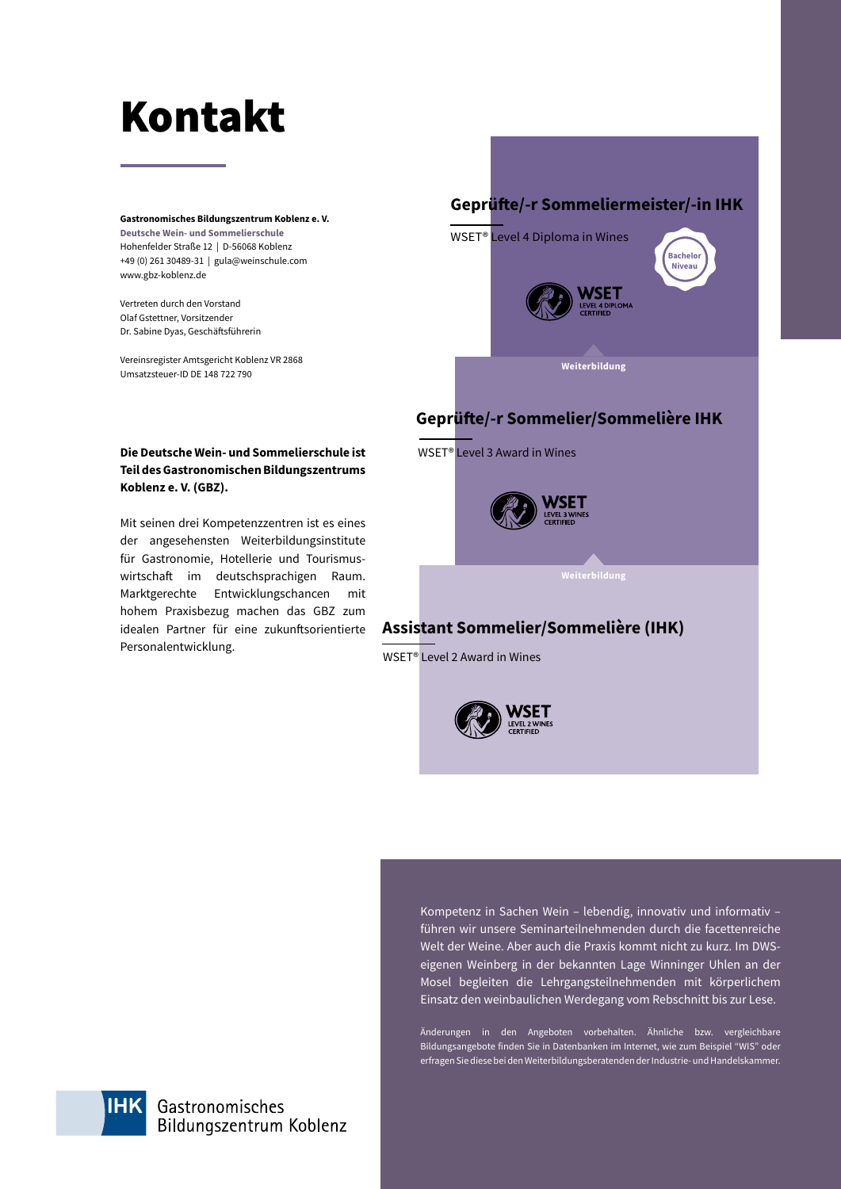# Kontakt

**Gastronomisches Bildungszentrum Koblenz e. V.**
**Deutsche Wein- und Sommelierschule**
Hohenfelder Straße 12 | D-56068 Koblenz
+49 (0) 261 30489-31 | gula@weinschule.com
www.gbz-koblenz.de

Vertreten durch den Vorstand
Olaf Gstettner, Vorsitzender
Dr. Sabine Dyas, Geschäftsführerin

Vereinsregister Amtsgericht Koblenz VR 2868
Umsatzsteuer-ID DE 148 722 790

**Die Deutsche Wein- und Sommelierschule ist Teil des Gastronomischen Bildungszentrums Koblenz e. V. (GBZ).**

Mit seinen drei Kompetenzzentren ist es eines der angesehensten Weiterbildungsinstitute für Gastronomie, Hotellerie und Tourismuswirtschaft im deutschsprachigen Raum. Marktgerechte Entwicklungschancen mit hohem Praxisbezug machen das GBZ zum idealen Partner für eine zukunftsorientierte Personalentwicklung.

## Geprüfte/-r Sommeliermeister/-in IHK

WSET® Level 4 Diploma in Wines

Bachelor Niveau

WSET LEVEL 4 DIPLOMA CERTIFIED

Weiterbildung

## Geprüfte/-r Sommelier/Sommelière IHK

WSET® Level 3 Award in Wines

WSET LEVEL 3 WINES CERTIFIED

Weiterbildung

## Assistant Sommelier/Sommelière (IHK)

WSET® Level 2 Award in Wines

WSET LEVEL 2 WINES CERTIFIED

Kompetenz in Sachen Wein – lebendig, innovativ und informativ – führen wir unsere Seminarteilnehmenden durch die facettenreiche Welt der Weine. Aber auch die Praxis kommt nicht zu kurz. Im DWS-eigenen Weinberg in der bekannten Lage Winninger Uhlen an der Mosel begleiten die Lehrgangsteilnehmenden mit körperlichem Einsatz den weinbaulichen Werdegang vom Rebschnitt bis zur Lese.

Änderungen in den Angeboten vorbehalten. Ähnliche bzw. vergleichbare Bildungsangebote finden Sie in Datenbanken im Internet, wie zum Beispiel "WIS" oder erfragen Sie diese bei den Weiterbildungsberatenden der Industrie- und Handelskammer.

IHK Gastronomisches Bildungszentrum Koblenz